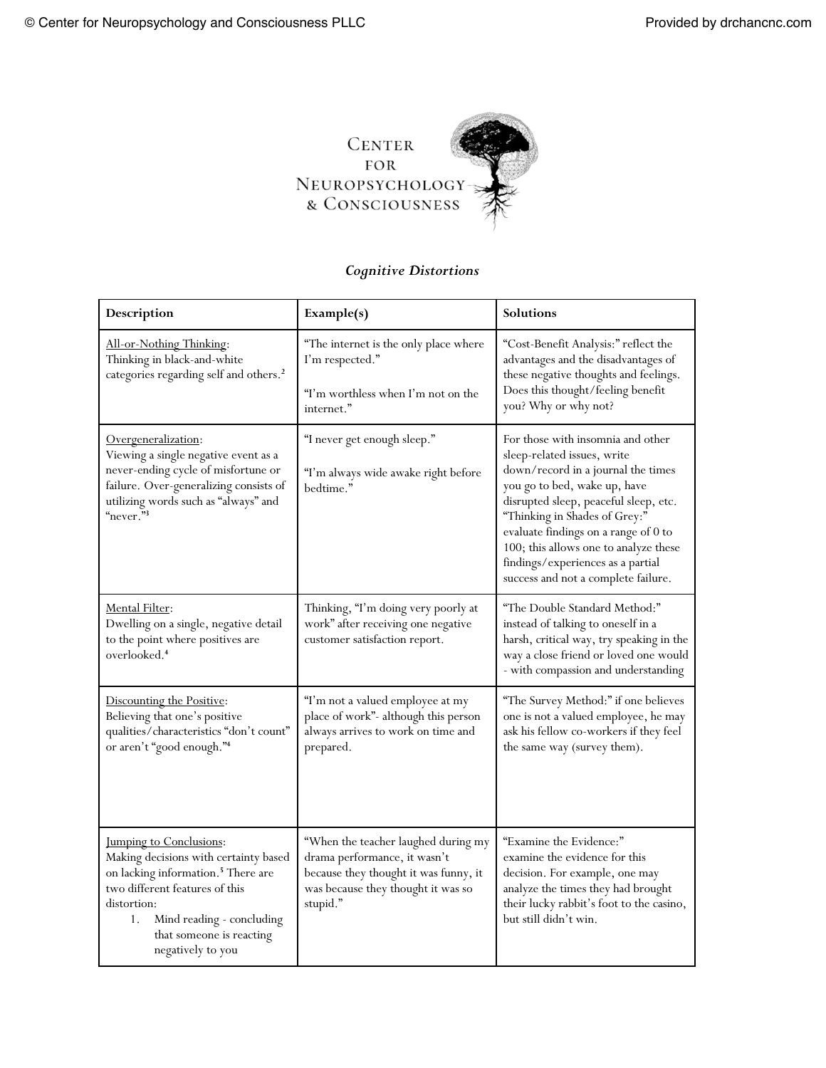CENTER FOR NEUROPSYCHOLOGY & CONSCIOUSNESS

## *Cognitive Distortions*

| Description | Example(s) | Solutions |
|---|---|---|
| All-or-Nothing Thinking: Thinking in black-and-white categories regarding self and others.[2] | "The internet is the only place where I'm respected." "I'm worthless when I'm not on the internet." | "Cost-Benefit Analysis:" reflect the advantages and the disadvantages of these negative thoughts and feelings. Does this thought/feeling benefit you? Why or why not? |
| Overgeneralization: Viewing a single negative event as a never-ending cycle of misfortune or failure. Over-generalizing consists of utilizing words such as "always" and "never."[3] | "I never get enough sleep." "I'm always wide awake right before bedtime." | For those with insomnia and other sleep-related issues, write down/record in a journal the times you go to bed, wake up, have disrupted sleep, peaceful sleep, etc. "Thinking in Shades of Grey:" evaluate findings on a range of 0 to 100; this allows one to analyze these findings/experiences as a partial success and not a complete failure. |
| Mental Filter: Dwelling on a single, negative detail to the point where positives are overlooked.[4] | Thinking, "I'm doing very poorly at work" after receiving one negative customer satisfaction report. | "The Double Standard Method:" instead of talking to oneself in a harsh, critical way, try speaking in the way a close friend or loved one would - with compassion and understanding |
| Discounting the Positive: Believing that one's positive qualities/characteristics "don't count" or aren't "good enough."[4] | "I'm not a valued employee at my place of work"- although this person always arrives to work on time and prepared. | "The Survey Method:" if one believes one is not a valued employee, he may ask his fellow co-workers if they feel the same way (survey them). |
| Jumping to Conclusions: Making decisions with certainty based on lacking information.[5] There are two different features of this distortion: 1. Mind reading - concluding that someone is reacting negatively to you | "When the teacher laughed during my drama performance, it wasn't because they thought it was funny, it was because they thought it was so stupid." | "Examine the Evidence:" examine the evidence for this decision. For example, one may analyze the times they had brought their lucky rabbit's foot to the casino, but still didn't win. |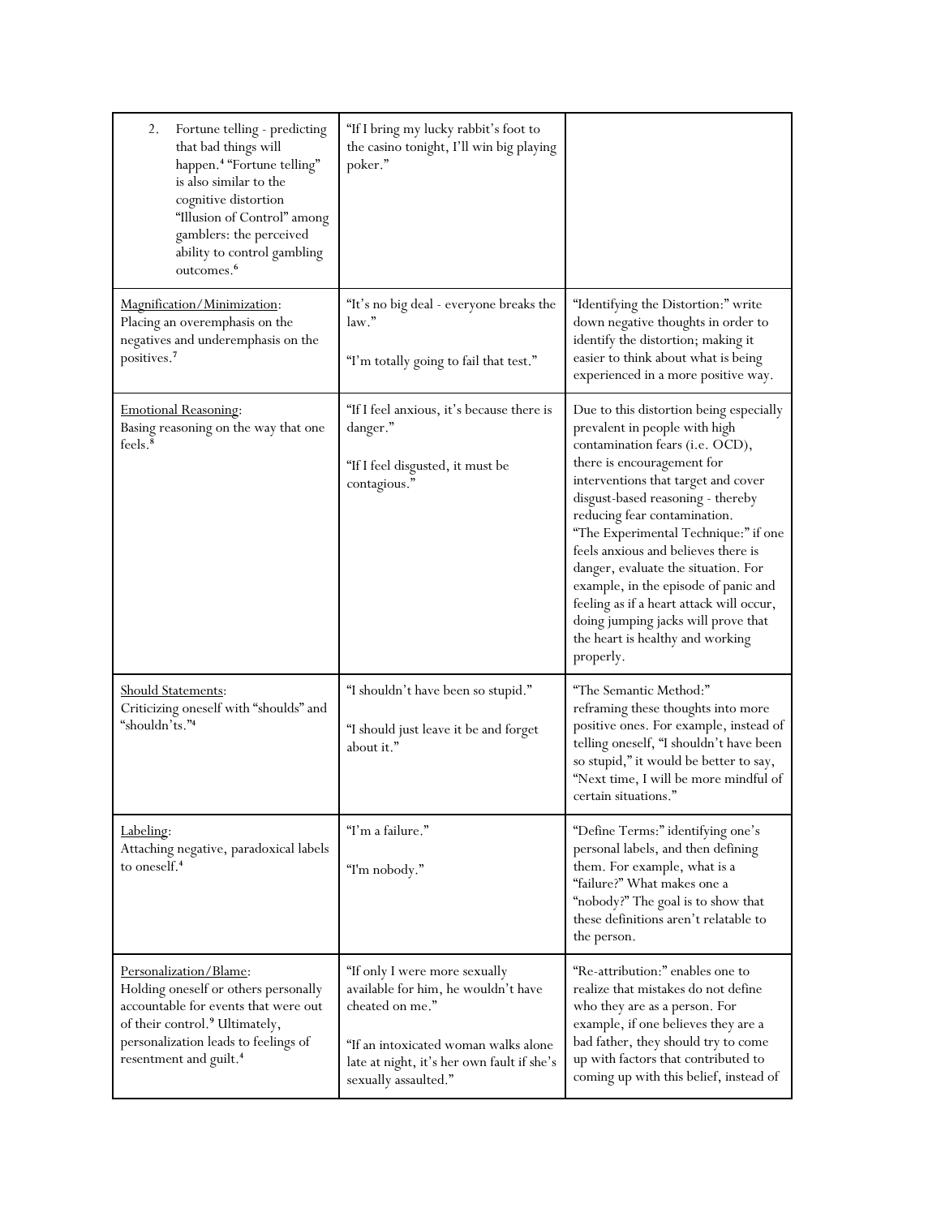| | | |
|---|---|---|
| 2. Fortune telling - predicting that bad things will happen.[4] "Fortune telling" is also similar to the cognitive distortion "Illusion of Control" among gamblers: the perceived ability to control gambling outcomes.[6] | "If I bring my lucky rabbit's foot to the casino tonight, I'll win big playing poker." | |
| <u>Magnification/Minimization</u>: Placing an overemphasis on the negatives and underemphasis on the positives.[7] | "It's no big deal - everyone breaks the law."<br><br>"I'm totally going to fail that test." | "Identifying the Distortion:" write down negative thoughts in order to identify the distortion; making it easier to think about what is being experienced in a more positive way. |
| <u>Emotional Reasoning</u>: Basing reasoning on the way that one feels.[8] | "If I feel anxious, it's because there is danger."<br><br>"If I feel disgusted, it must be contagious." | Due to this distortion being especially prevalent in people with high contamination fears (i.e. OCD), there is encouragement for interventions that target and cover disgust-based reasoning - thereby reducing fear contamination.<br>"The Experimental Technique:" if one feels anxious and believes there is danger, evaluate the situation. For example, in the episode of panic and feeling as if a heart attack will occur, doing jumping jacks will prove that the heart is healthy and working properly. |
| <u>Should Statements</u>: Criticizing oneself with "shoulds" and "shouldn'ts."[4] | "I shouldn't have been so stupid."<br><br>"I should just leave it be and forget about it." | "The Semantic Method:" reframing these thoughts into more positive ones. For example, instead of telling oneself, "I shouldn't have been so stupid," it would be better to say, "Next time, I will be more mindful of certain situations." |
| <u>Labeling</u>: Attaching negative, paradoxical labels to oneself.[4] | "I'm a failure."<br><br>"I'm nobody." | "Define Terms:" identifying one's personal labels, and then defining them. For example, what is a "failure?" What makes one a "nobody?" The goal is to show that these definitions aren't relatable to the person. |
| <u>Personalization/Blame</u>: Holding oneself or others personally accountable for events that were out of their control.[9] Ultimately, personalization leads to feelings of resentment and guilt.[4] | "If only I were more sexually available for him, he wouldn't have cheated on me."<br><br>"If an intoxicated woman walks alone late at night, it's her own fault if she's sexually assaulted." | "Re-attribution:" enables one to realize that mistakes do not define who they are as a person. For example, if one believes they are a bad father, they should try to come up with factors that contributed to coming up with this belief, instead of |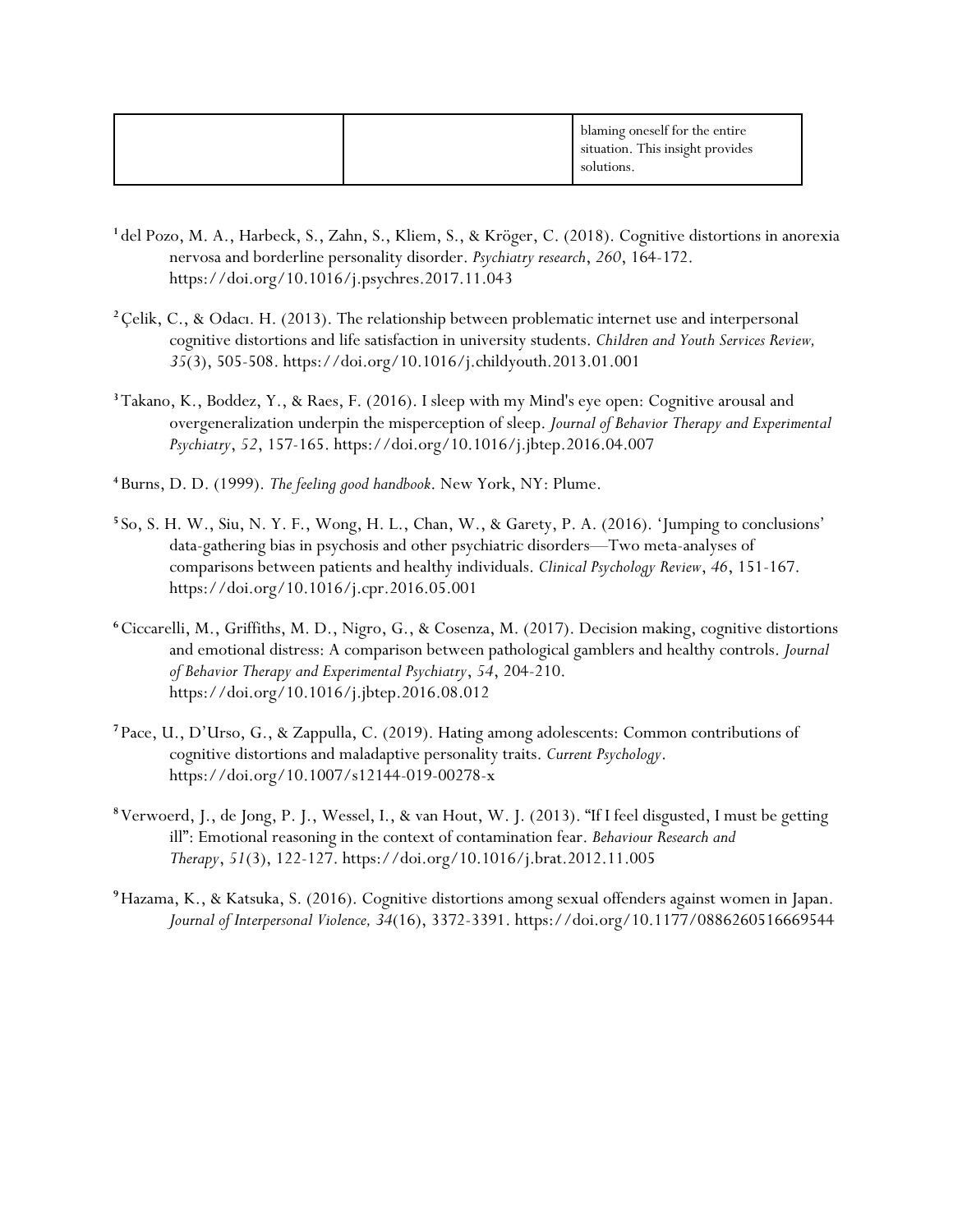| | | |
|---|---|---|
| | | blaming oneself for the entire situation. This insight provides solutions. |

[1] del Pozo, M. A., Harbeck, S., Zahn, S., Kliem, S., & Kröger, C. (2018). Cognitive distortions in anorexia nervosa and borderline personality disorder. *Psychiatry research*, *260*, 164-172. https://doi.org/10.1016/j.psychres.2017.11.043

[2] Çelik, C., & Odacı. H. (2013). The relationship between problematic internet use and interpersonal cognitive distortions and life satisfaction in university students. *Children and Youth Services Review, 35*(3), 505-508. https://doi.org/10.1016/j.childyouth.2013.01.001

[3] Takano, K., Boddez, Y., & Raes, F. (2016). I sleep with my Mind's eye open: Cognitive arousal and overgeneralization underpin the misperception of sleep. *Journal of Behavior Therapy and Experimental Psychiatry*, *52*, 157-165. https://doi.org/10.1016/j.jbtep.2016.04.007

[4] Burns, D. D. (1999). *The feeling good handbook*. New York, NY: Plume.

[5] So, S. H. W., Siu, N. Y. F., Wong, H. L., Chan, W., & Garety, P. A. (2016). 'Jumping to conclusions' data-gathering bias in psychosis and other psychiatric disorders—Two meta-analyses of comparisons between patients and healthy individuals. *Clinical Psychology Review*, *46*, 151-167. https://doi.org/10.1016/j.cpr.2016.05.001

[6] Ciccarelli, M., Griffiths, M. D., Nigro, G., & Cosenza, M. (2017). Decision making, cognitive distortions and emotional distress: A comparison between pathological gamblers and healthy controls. *Journal of Behavior Therapy and Experimental Psychiatry*, *54*, 204-210. https://doi.org/10.1016/j.jbtep.2016.08.012

[7] Pace, U., D'Urso, G., & Zappulla, C. (2019). Hating among adolescents: Common contributions of cognitive distortions and maladaptive personality traits. *Current Psychology*. https://doi.org/10.1007/s12144-019-00278-x

[8] Verwoerd, J., de Jong, P. J., Wessel, I., & van Hout, W. J. (2013). "If I feel disgusted, I must be getting ill": Emotional reasoning in the context of contamination fear. *Behaviour Research and Therapy*, *51*(3), 122-127. https://doi.org/10.1016/j.brat.2012.11.005

[9] Hazama, K., & Katsuka, S. (2016). Cognitive distortions among sexual offenders against women in Japan. *Journal of Interpersonal Violence, 34*(16), 3372-3391. https://doi.org/10.1177/0886260516669544